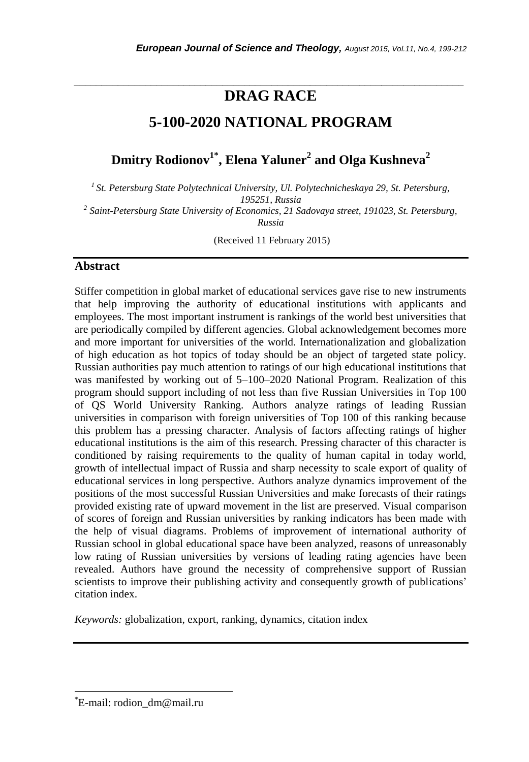# DRAG RACE

# 5-100-2020 NATIONAL PROGRAM

**Dmitry Rodionov[1*], Elena Yaluner[2] and Olga Kushneva[2]**

*[1] St. Petersburg State Polytechnical University, Ul. Polytechnicheskaya 29, St. Petersburg, 195251, Russia*
*[2] Saint-Petersburg State University of Economics, 21 Sadovaya street, 191023, St. Petersburg, Russia*

(Received 11 February 2015)

## Abstract

Stiffer competition in global market of educational services gave rise to new instruments that help improving the authority of educational institutions with applicants and employees. The most important instrument is rankings of the world best universities that are periodically compiled by different agencies. Global acknowledgement becomes more and more important for universities of the world. Internationalization and globalization of high education as hot topics of today should be an object of targeted state policy. Russian authorities pay much attention to ratings of our high educational institutions that was manifested by working out of 5–100–2020 National Program. Realization of this program should support including of not less than five Russian Universities in Top 100 of QS World University Ranking. Authors analyze ratings of leading Russian universities in comparison with foreign universities of Top 100 of this ranking because this problem has a pressing character. Analysis of factors affecting ratings of higher educational institutions is the aim of this research. Pressing character of this character is conditioned by raising requirements to the quality of human capital in today world, growth of intellectual impact of Russia and sharp necessity to scale export of quality of educational services in long perspective. Authors analyze dynamics improvement of the positions of the most successful Russian Universities and make forecasts of their ratings provided existing rate of upward movement in the list are preserved. Visual comparison of scores of foreign and Russian universities by ranking indicators has been made with the help of visual diagrams. Problems of improvement of international authority of Russian school in global educational space have been analyzed, reasons of unreasonably low rating of Russian universities by versions of leading rating agencies have been revealed. Authors have ground the necessity of comprehensive support of Russian scientists to improve their publishing activity and consequently growth of publications' citation index.

*Keywords:* globalization, export, ranking, dynamics, citation index

---

[*] E-mail: rodion_dm@mail.ru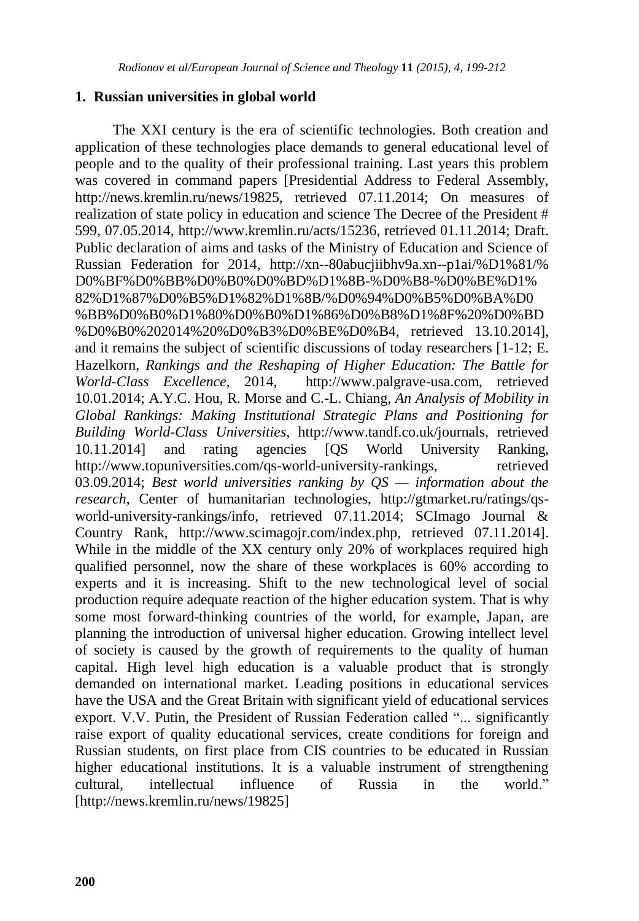## 1. Russian universities in global world

The XXI century is the era of scientific technologies. Both creation and application of these technologies place demands to general educational level of people and to the quality of their professional training. Last years this problem was covered in command papers [Presidential Address to Federal Assembly, http://news.kremlin.ru/news/19825, retrieved 07.11.2014; On measures of realization of state policy in education and science The Decree of the President # 599, 07.05.2014, http://www.kremlin.ru/acts/15236, retrieved 01.11.2014; Draft. Public declaration of aims and tasks of the Ministry of Education and Science of Russian Federation for 2014, http://xn--80abucjiibhv9a.xn--p1ai/%D1%81/%D0%BF%D0%BB%D0%B0%D0%BD%D1%8B-%D0%B8-%D0%BE%D1%82%D1%87%D0%B5%D1%82%D1%8B/%D0%94%D0%B5%D0%BA%D0%BB%D0%B0%D1%80%D0%B0%D1%86%D0%B8%D1%8F%20%D0%BD%D0%B0%202014%20%D0%B3%D0%BE%D0%B4, retrieved 13.10.2014], and it remains the subject of scientific discussions of today researchers [1-12; E. Hazelkorn, *Rankings and the Reshaping of Higher Education: The Battle for World-Class Excellence*, 2014, http://www.palgrave-usa.com, retrieved 10.01.2014; A.Y.C. Hou, R. Morse and C.-L. Chiang, *An Analysis of Mobility in Global Rankings: Making Institutional Strategic Plans and Positioning for Building World-Class Universities*, http://www.tandf.co.uk/journals, retrieved 10.11.2014] and rating agencies [QS World University Ranking, http://www.topuniversities.com/qs-world-university-rankings, retrieved 03.09.2014; *Best world universities ranking by QS — information about the research*, Center of humanitarian technologies, http://gtmarket.ru/ratings/qs-world-university-rankings/info, retrieved 07.11.2014; SCImago Journal & Country Rank, http://www.scimagojr.com/index.php, retrieved 07.11.2014]. While in the middle of the XX century only 20% of workplaces required high qualified personnel, now the share of these workplaces is 60% according to experts and it is increasing. Shift to the new technological level of social production require adequate reaction of the higher education system. That is why some most forward-thinking countries of the world, for example, Japan, are planning the introduction of universal higher education. Growing intellect level of society is caused by the growth of requirements to the quality of human capital. High level high education is a valuable product that is strongly demanded on international market. Leading positions in educational services have the USA and the Great Britain with significant yield of educational services export. V.V. Putin, the President of Russian Federation called "... significantly raise export of quality educational services, create conditions for foreign and Russian students, on first place from CIS countries to be educated in Russian higher educational institutions. It is a valuable instrument of strengthening cultural, intellectual influence of Russia in the world." [http://news.kremlin.ru/news/19825]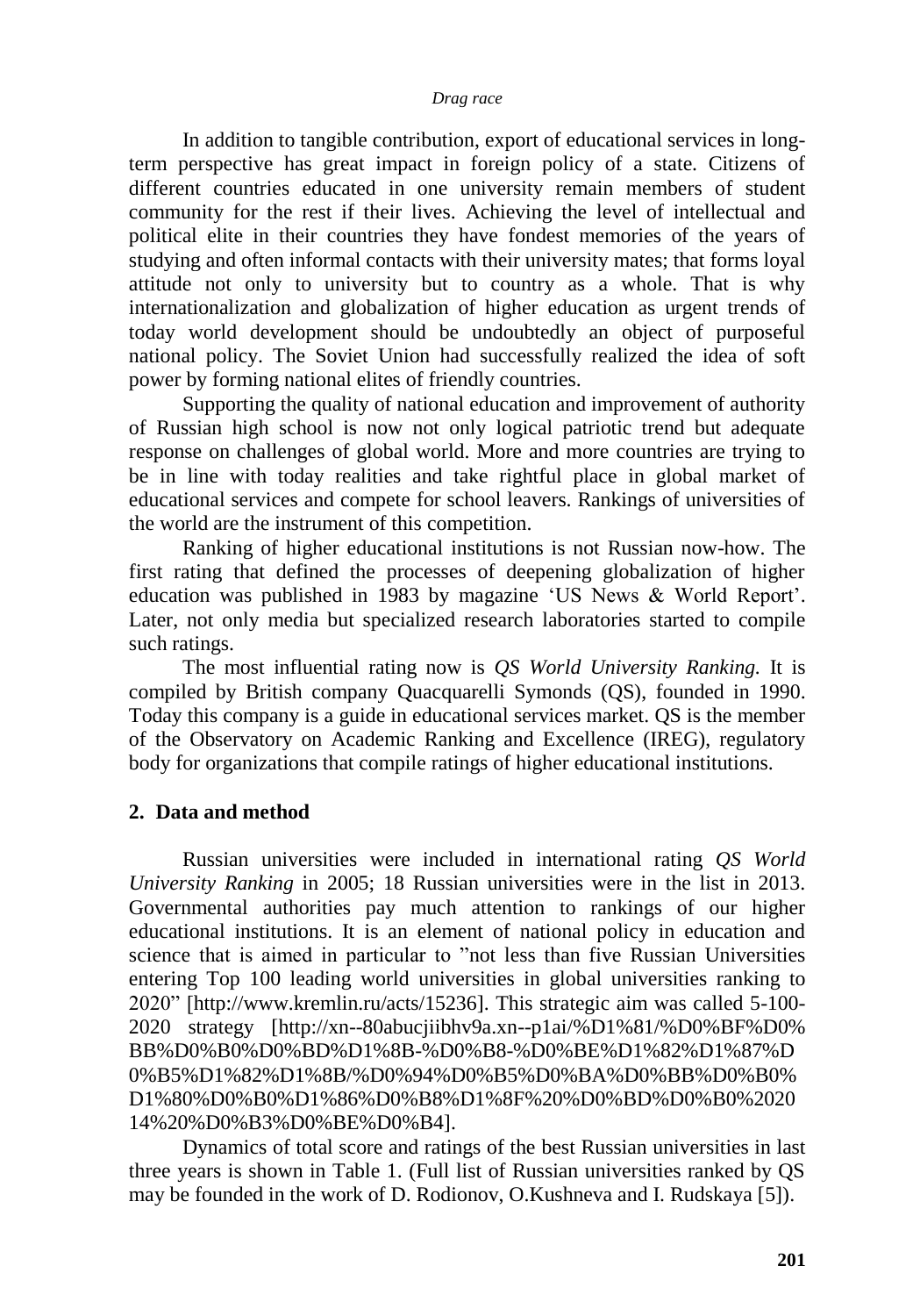In addition to tangible contribution, export of educational services in long-term perspective has great impact in foreign policy of a state. Citizens of different countries educated in one university remain members of student community for the rest if their lives. Achieving the level of intellectual and political elite in their countries they have fondest memories of the years of studying and often informal contacts with their university mates; that forms loyal attitude not only to university but to country as a whole. That is why internationalization and globalization of higher education as urgent trends of today world development should be undoubtedly an object of purposeful national policy. The Soviet Union had successfully realized the idea of soft power by forming national elites of friendly countries.

Supporting the quality of national education and improvement of authority of Russian high school is now not only logical patriotic trend but adequate response on challenges of global world. More and more countries are trying to be in line with today realities and take rightful place in global market of educational services and compete for school leavers. Rankings of universities of the world are the instrument of this competition.

Ranking of higher educational institutions is not Russian now-how. The first rating that defined the processes of deepening globalization of higher education was published in 1983 by magazine 'US News & World Report'. Later, not only media but specialized research laboratories started to compile such ratings.

The most influential rating now is *QS World University Ranking.* It is compiled by British company Quacquarelli Symonds (QS), founded in 1990. Today this company is a guide in educational services market. QS is the member of the Observatory on Academic Ranking and Excellence (IREG), regulatory body for organizations that compile ratings of higher educational institutions.

## 2. Data and method

Russian universities were included in international rating *QS World University Ranking* in 2005; 18 Russian universities were in the list in 2013. Governmental authorities pay much attention to rankings of our higher educational institutions. It is an element of national policy in education and science that is aimed in particular to "not less than five Russian Universities entering Top 100 leading world universities in global universities ranking to 2020" [http://www.kremlin.ru/acts/15236]. This strategic aim was called 5-100-2020 strategy [http://xn--80abucjiibhv9a.xn--p1ai/%D1%81/%D0%BF%D0%BB%D0%B0%D0%BD%D1%8B-%D0%B8-%D0%BE%D1%82%D1%87%D0%B5%D1%82%D1%8B/%D0%94%D0%B5%D0%BA%D0%BB%D0%B0%D1%80%D0%B0%D1%86%D0%B8%D1%8F%20%D0%BD%D0%B0%202014%20%D0%B3%D0%BE%D0%B4].

Dynamics of total score and ratings of the best Russian universities in last three years is shown in Table 1. (Full list of Russian universities ranked by QS may be founded in the work of D. Rodionov, O.Kushneva and I. Rudskaya [5]).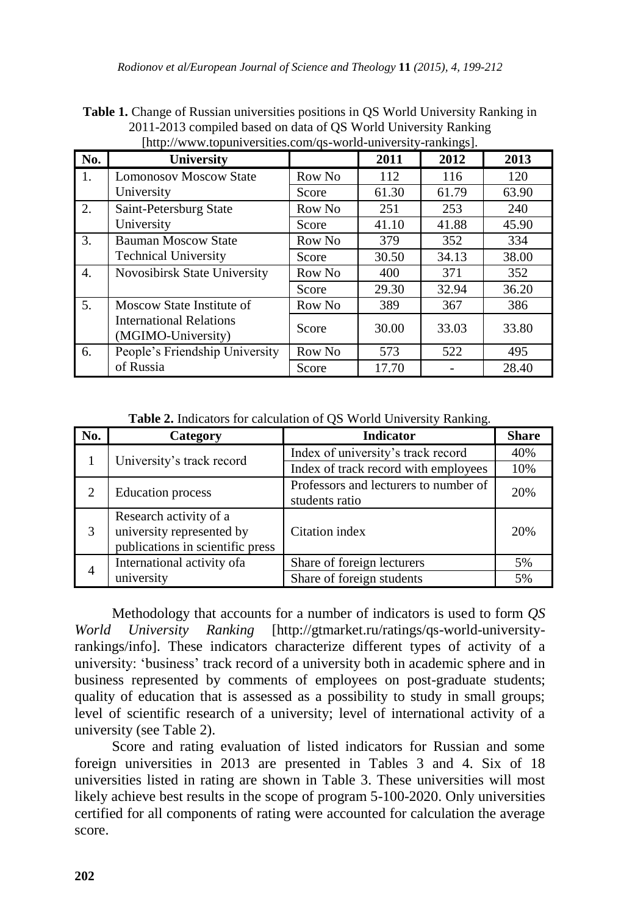**Table 1.** Change of Russian universities positions in QS World University Ranking in 2011-2013 compiled based on data of QS World University Ranking [http://www.topuniversities.com/qs-world-university-rankings].

| No. | University | | 2011 | 2012 | 2013 |
|---|---|---|---|---|---|
| 1. | Lomonosov Moscow State University | Row No | 112 | 116 | 120 |
| | | Score | 61.30 | 61.79 | 63.90 |
| 2. | Saint-Petersburg State University | Row No | 251 | 253 | 240 |
| | | Score | 41.10 | 41.88 | 45.90 |
| 3. | Bauman Moscow State Technical University | Row No | 379 | 352 | 334 |
| | | Score | 30.50 | 34.13 | 38.00 |
| 4. | Novosibirsk State University | Row No | 400 | 371 | 352 |
| | | Score | 29.30 | 32.94 | 36.20 |
| 5. | Moscow State Institute of International Relations (MGIMO-University) | Row No | 389 | 367 | 386 |
| | | Score | 30.00 | 33.03 | 33.80 |
| 6. | People's Friendship University of Russia | Row No | 573 | 522 | 495 |
| | | Score | 17.70 | - | 28.40 |

**Table 2.** Indicators for calculation of QS World University Ranking.

| No. | Category | Indicator | Share |
|---|---|---|---|
| 1 | University's track record | Index of university's track record | 40% |
| | | Index of track record with employees | 10% |
| 2 | Education process | Professors and lecturers to number of students ratio | 20% |
| 3 | Research activity of a university represented by publications in scientific press | Citation index | 20% |
| 4 | International activity ofa university | Share of foreign lecturers | 5% |
| | | Share of foreign students | 5% |

Methodology that accounts for a number of indicators is used to form *QS World University Ranking* [http://gtmarket.ru/ratings/qs-world-university-rankings/info]. These indicators characterize different types of activity of a university: 'business' track record of a university both in academic sphere and in business represented by comments of employees on post-graduate students; quality of education that is assessed as a possibility to study in small groups; level of scientific research of a university; level of international activity of a university (see Table 2).

Score and rating evaluation of listed indicators for Russian and some foreign universities in 2013 are presented in Tables 3 and 4. Six of 18 universities listed in rating are shown in Table 3. These universities will most likely achieve best results in the scope of program 5-100-2020. Only universities certified for all components of rating were accounted for calculation the average score.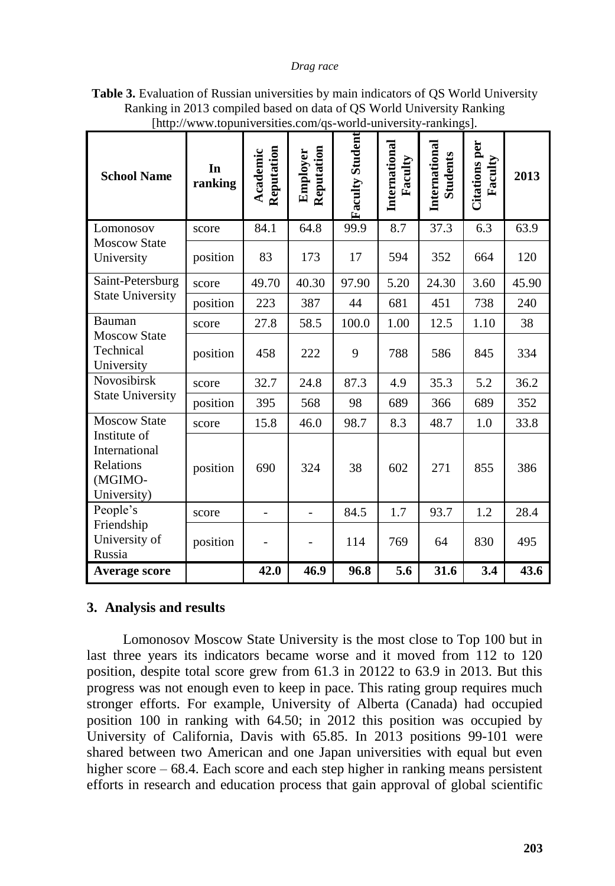**Table 3.** Evaluation of Russian universities by main indicators of QS World University Ranking in 2013 compiled based on data of QS World University Ranking [http://www.topuniversities.com/qs-world-university-rankings].

| School Name | In ranking | Academic Reputation | Employer Reputation | Faculty Student | International Faculty | International Students | Citations per Faculty | 2013 |
|---|---|---|---|---|---|---|---|---|
| Lomonosov Moscow State University | score | 84.1 | 64.8 | 99.9 | 8.7 | 37.3 | 6.3 | 63.9 |
| | position | 83 | 173 | 17 | 594 | 352 | 664 | 120 |
| Saint-Petersburg State University | score | 49.70 | 40.30 | 97.90 | 5.20 | 24.30 | 3.60 | 45.90 |
| | position | 223 | 387 | 44 | 681 | 451 | 738 | 240 |
| Bauman Moscow State Technical University | score | 27.8 | 58.5 | 100.0 | 1.00 | 12.5 | 1.10 | 38 |
| | position | 458 | 222 | 9 | 788 | 586 | 845 | 334 |
| Novosibirsk State University | score | 32.7 | 24.8 | 87.3 | 4.9 | 35.3 | 5.2 | 36.2 |
| | position | 395 | 568 | 98 | 689 | 366 | 689 | 352 |
| Moscow State Institute of International Relations (MGIMO-University) | score | 15.8 | 46.0 | 98.7 | 8.3 | 48.7 | 1.0 | 33.8 |
| | position | 690 | 324 | 38 | 602 | 271 | 855 | 386 |
| People's Friendship University of Russia | score | - | - | 84.5 | 1.7 | 93.7 | 1.2 | 28.4 |
| | position | - | - | 114 | 769 | 64 | 830 | 495 |
| **Average score** | | **42.0** | **46.9** | **96.8** | **5.6** | **31.6** | **3.4** | **43.6** |

## 3. Analysis and results

Lomonosov Moscow State University is the most close to Top 100 but in last three years its indicators became worse and it moved from 112 to 120 position, despite total score grew from 61.3 in 20122 to 63.9 in 2013. But this progress was not enough even to keep in pace. This rating group requires much stronger efforts. For example, University of Alberta (Canada) had occupied position 100 in ranking with 64.50; in 2012 this position was occupied by University of California, Davis with 65.85. In 2013 positions 99-101 were shared between two American and one Japan universities with equal but even higher score – 68.4. Each score and each step higher in ranking means persistent efforts in research and education process that gain approval of global scientific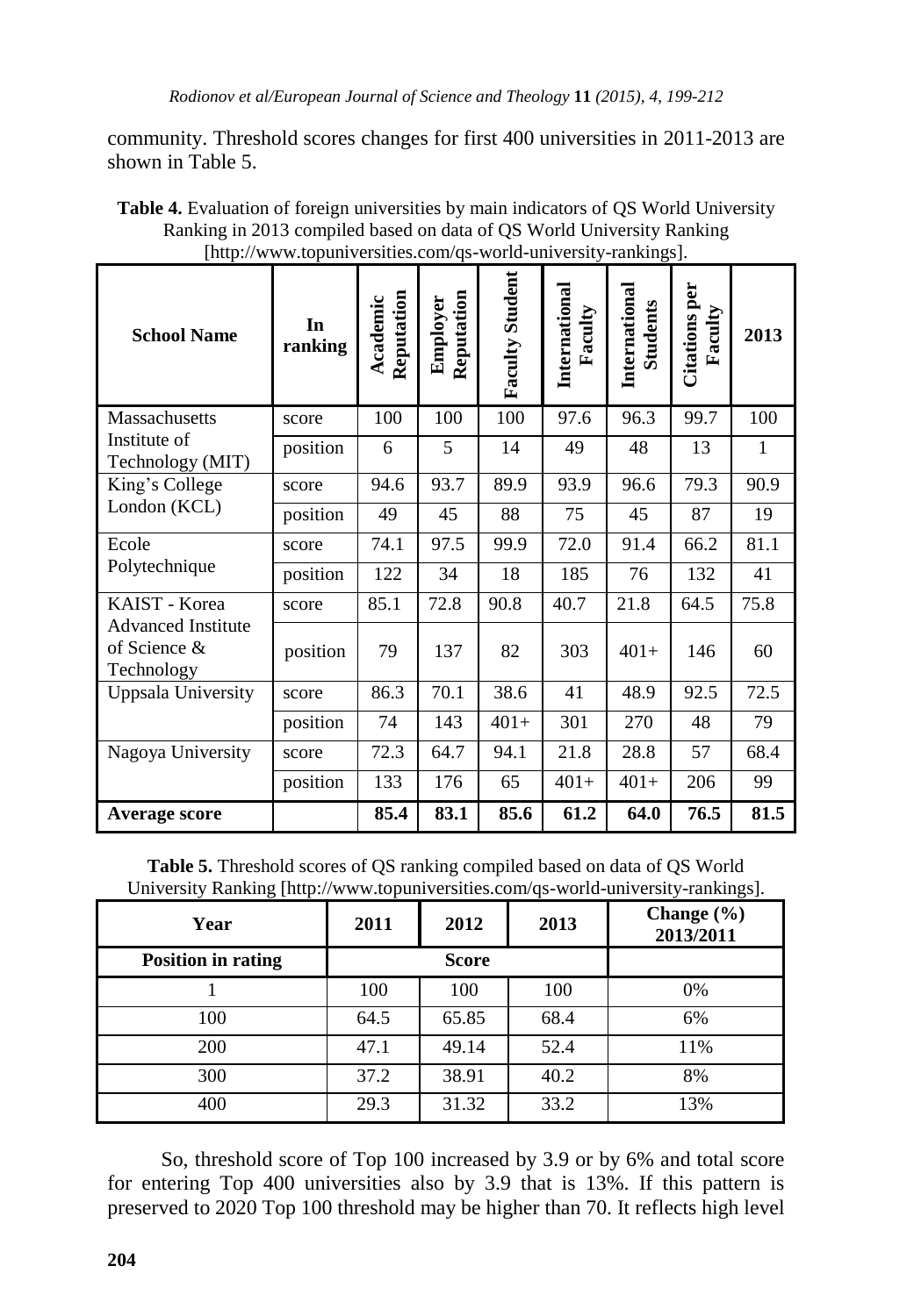community. Threshold scores changes for first 400 universities in 2011-2013 are shown in Table 5.

**Table 4.** Evaluation of foreign universities by main indicators of QS World University Ranking in 2013 compiled based on data of QS World University Ranking [http://www.topuniversities.com/qs-world-university-rankings].

| School Name | In ranking | Academic Reputation | Employer Reputation | Faculty Student | International Faculty | International Students | Citations per Faculty | 2013 |
|---|---|---|---|---|---|---|---|---|
| Massachusetts Institute of Technology (MIT) | score | 100 | 100 | 100 | 97.6 | 96.3 | 99.7 | 100 |
| | position | 6 | 5 | 14 | 49 | 48 | 13 | 1 |
| King's College London (KCL) | score | 94.6 | 93.7 | 89.9 | 93.9 | 96.6 | 79.3 | 90.9 |
| | position | 49 | 45 | 88 | 75 | 45 | 87 | 19 |
| Ecole Polytechnique | score | 74.1 | 97.5 | 99.9 | 72.0 | 91.4 | 66.2 | 81.1 |
| | position | 122 | 34 | 18 | 185 | 76 | 132 | 41 |
| KAIST - Korea Advanced Institute of Science & Technology | score | 85.1 | 72.8 | 90.8 | 40.7 | 21.8 | 64.5 | 75.8 |
| | position | 79 | 137 | 82 | 303 | 401+ | 146 | 60 |
| Uppsala University | score | 86.3 | 70.1 | 38.6 | 41 | 48.9 | 92.5 | 72.5 |
| | position | 74 | 143 | 401+ | 301 | 270 | 48 | 79 |
| Nagoya University | score | 72.3 | 64.7 | 94.1 | 21.8 | 28.8 | 57 | 68.4 |
| | position | 133 | 176 | 65 | 401+ | 401+ | 206 | 99 |
| **Average score** | | **85.4** | **83.1** | **85.6** | **61.2** | **64.0** | **76.5** | **81.5** |

**Table 5.** Threshold scores of QS ranking compiled based on data of QS World University Ranking [http://www.topuniversities.com/qs-world-university-rankings].

| Year | 2011 | 2012 | 2013 | Change (%) 2013/2011 |
|---|---|---|---|---|
| **Position in rating** | | **Score** | | |
| 1 | 100 | 100 | 100 | 0% |
| 100 | 64.5 | 65.85 | 68.4 | 6% |
| 200 | 47.1 | 49.14 | 52.4 | 11% |
| 300 | 37.2 | 38.91 | 40.2 | 8% |
| 400 | 29.3 | 31.32 | 33.2 | 13% |

So, threshold score of Top 100 increased by 3.9 or by 6% and total score for entering Top 400 universities also by 3.9 that is 13%. If this pattern is preserved to 2020 Top 100 threshold may be higher than 70. It reflects high level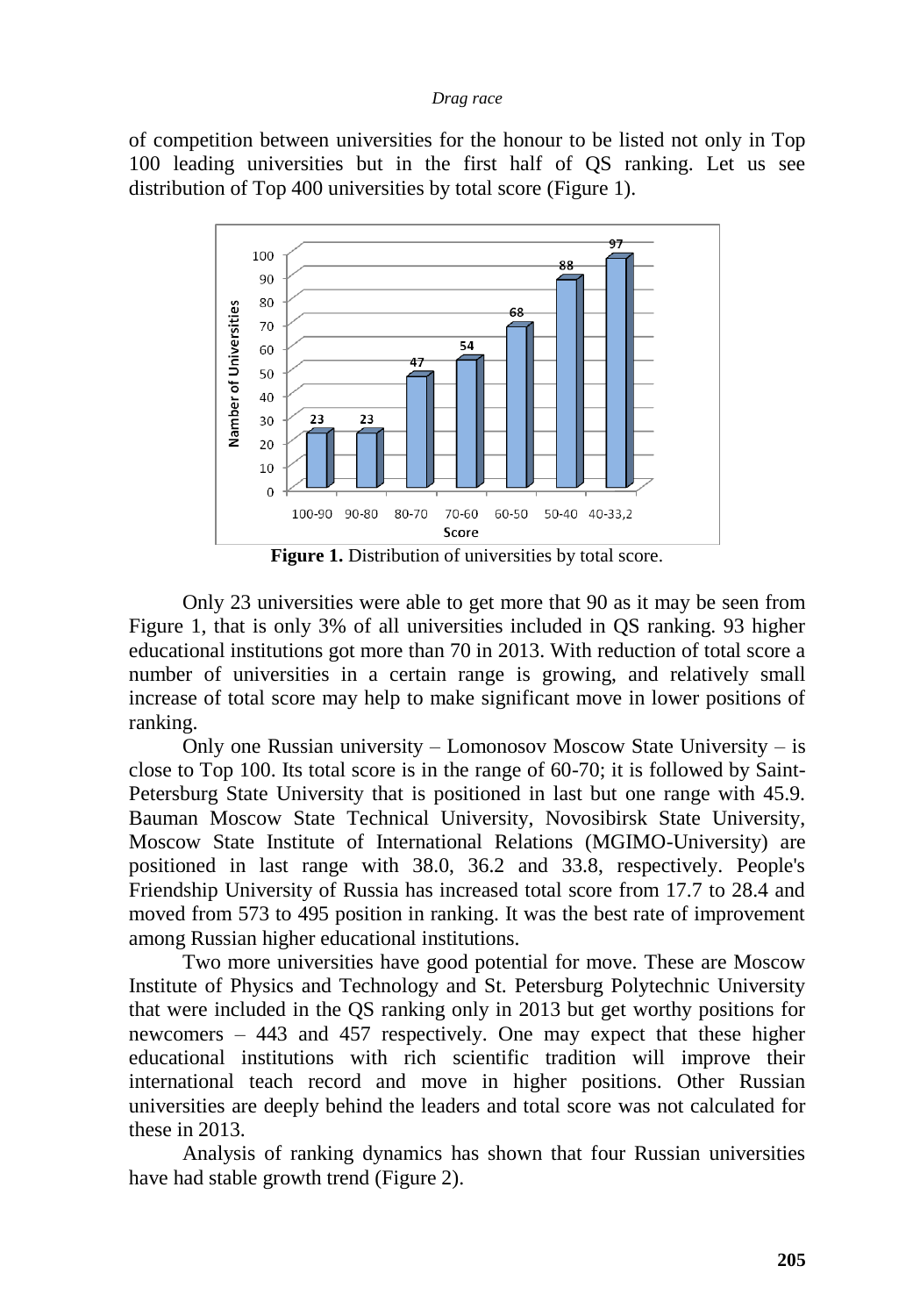of competition between universities for the honour to be listed not only in Top 100 leading universities but in the first half of QS ranking. Let us see distribution of Top 400 universities by total score (Figure 1).

**Figure 1.** Distribution of universities by total score.

Only 23 universities were able to get more that 90 as it may be seen from Figure 1, that is only 3% of all universities included in QS ranking. 93 higher educational institutions got more than 70 in 2013. With reduction of total score a number of universities in a certain range is growing, and relatively small increase of total score may help to make significant move in lower positions of ranking.

Only one Russian university – Lomonosov Moscow State University – is close to Top 100. Its total score is in the range of 60-70; it is followed by Saint-Petersburg State University that is positioned in last but one range with 45.9. Bauman Moscow State Technical University, Novosibirsk State University, Moscow State Institute of International Relations (MGIMO-University) are positioned in last range with 38.0, 36.2 and 33.8, respectively. People's Friendship University of Russia has increased total score from 17.7 to 28.4 and moved from 573 to 495 position in ranking. It was the best rate of improvement among Russian higher educational institutions.

Two more universities have good potential for move. These are Moscow Institute of Physics and Technology and St. Petersburg Polytechnic University that were included in the QS ranking only in 2013 but get worthy positions for newcomers – 443 and 457 respectively. One may expect that these higher educational institutions with rich scientific tradition will improve their international teach record and move in higher positions. Other Russian universities are deeply behind the leaders and total score was not calculated for these in 2013.

Analysis of ranking dynamics has shown that four Russian universities have had stable growth trend (Figure 2).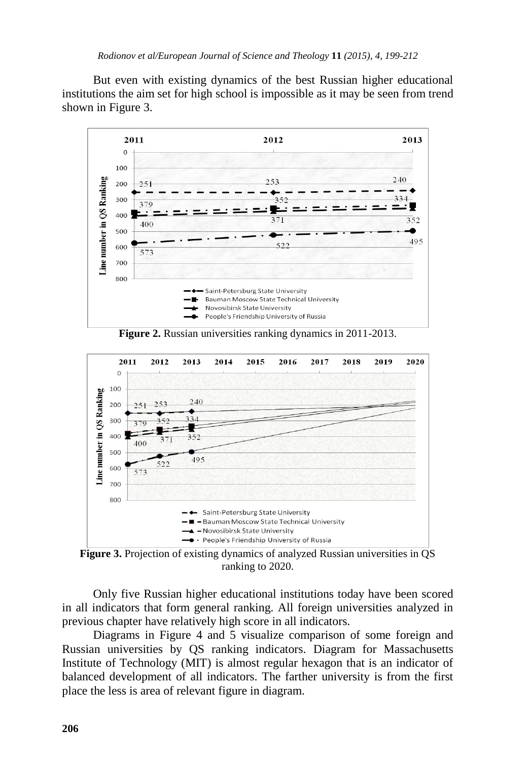But even with existing dynamics of the best Russian higher educational institutions the aim set for high school is impossible as it may be seen from trend shown in Figure 3.

**Figure 2.** Russian universities ranking dynamics in 2011-2013.

**Figure 3.** Projection of existing dynamics of analyzed Russian universities in QS ranking to 2020.

Only five Russian higher educational institutions today have been scored in all indicators that form general ranking. All foreign universities analyzed in previous chapter have relatively high score in all indicators.

Diagrams in Figure 4 and 5 visualize comparison of some foreign and Russian universities by QS ranking indicators. Diagram for Massachusetts Institute of Technology (MIT) is almost regular hexagon that is an indicator of balanced development of all indicators. The farther university is from the first place the less is area of relevant figure in diagram.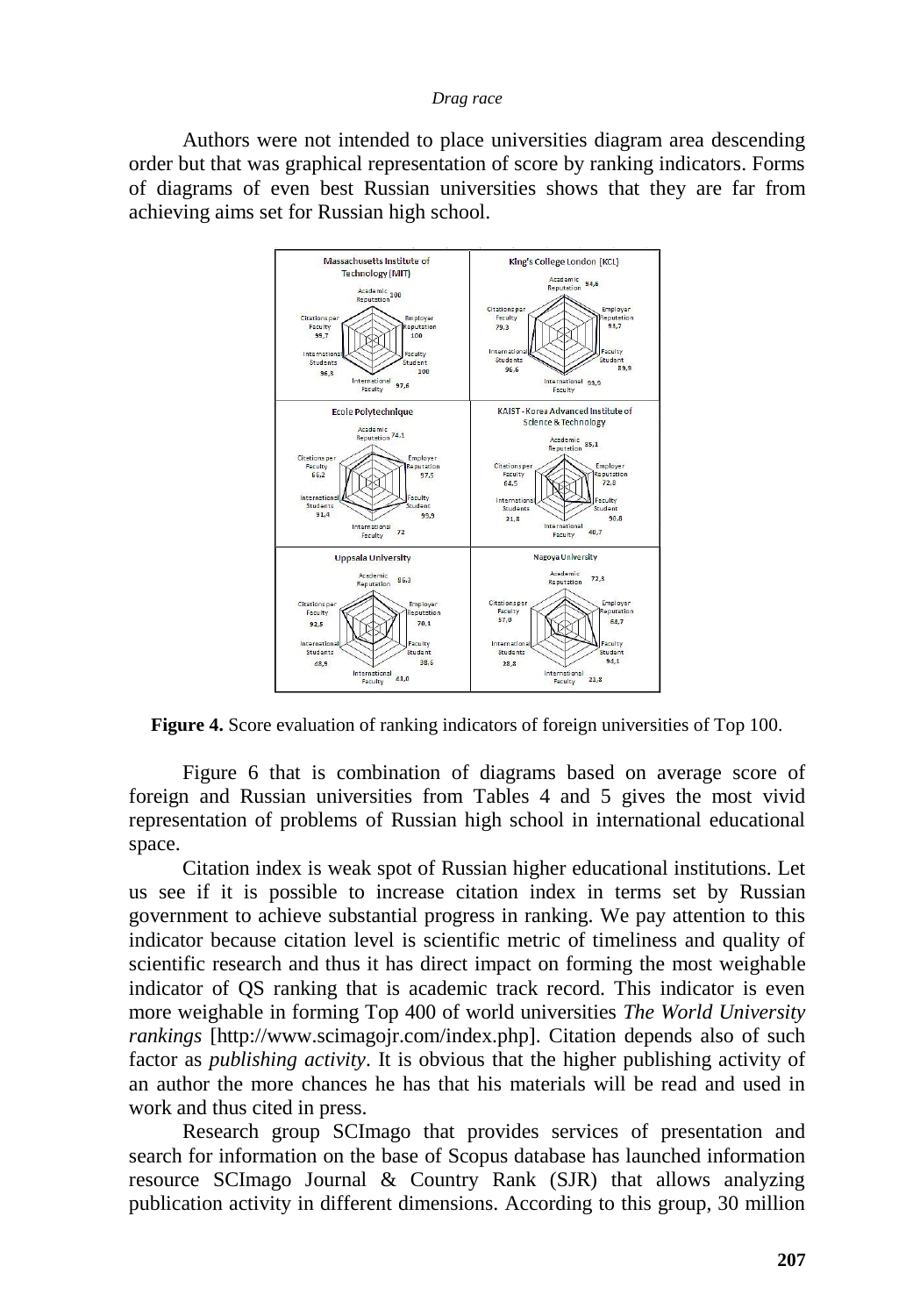Authors were not intended to place universities diagram area descending order but that was graphical representation of score by ranking indicators. Forms of diagrams of even best Russian universities shows that they are far from achieving aims set for Russian high school.

**Figure 4.** Score evaluation of ranking indicators of foreign universities of Top 100.

Figure 6 that is combination of diagrams based on average score of foreign and Russian universities from Tables 4 and 5 gives the most vivid representation of problems of Russian high school in international educational space.

Citation index is weak spot of Russian higher educational institutions. Let us see if it is possible to increase citation index in terms set by Russian government to achieve substantial progress in ranking. We pay attention to this indicator because citation level is scientific metric of timeliness and quality of scientific research and thus it has direct impact on forming the most weighable indicator of QS ranking that is academic track record. This indicator is even more weighable in forming Top 400 of world universities *The World University rankings* [http://www.scimagojr.com/index.php]. Citation depends also of such factor as *publishing activity*. It is obvious that the higher publishing activity of an author the more chances he has that his materials will be read and used in work and thus cited in press.

Research group SCImago that provides services of presentation and search for information on the base of Scopus database has launched information resource SCImago Journal & Country Rank (SJR) that allows analyzing publication activity in different dimensions. According to this group, 30 million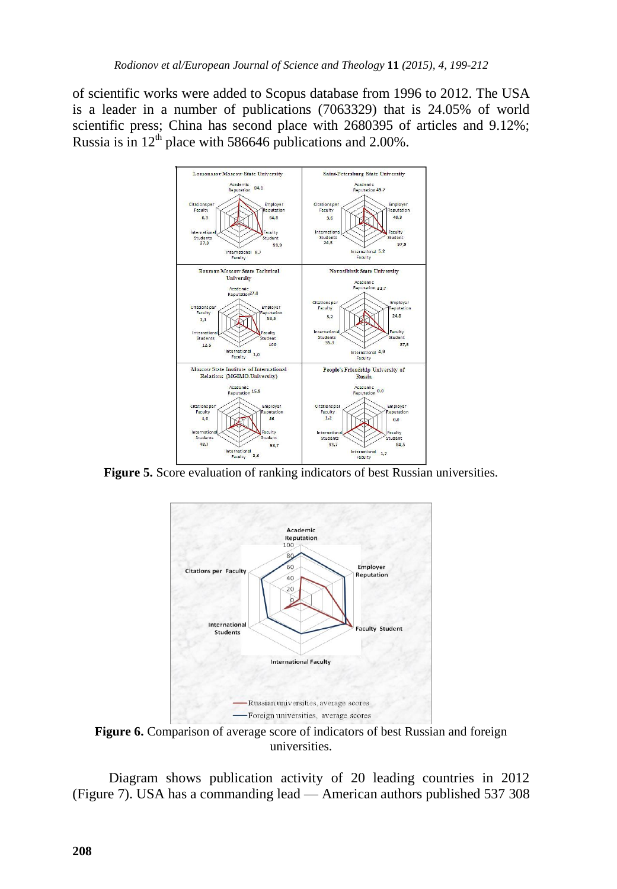of scientific works were added to Scopus database from 1996 to 2012. The USA is a leader in a number of publications (7063329) that is 24.05% of world scientific press; China has second place with 2680395 of articles and 9.12%; Russia is in 12[th] place with 586646 publications and 2.00%.

**Figure 5.** Score evaluation of ranking indicators of best Russian universities.

**Figure 6.** Comparison of average score of indicators of best Russian and foreign universities.

Diagram shows publication activity of 20 leading countries in 2012 (Figure 7). USA has a commanding lead — American authors published 537 308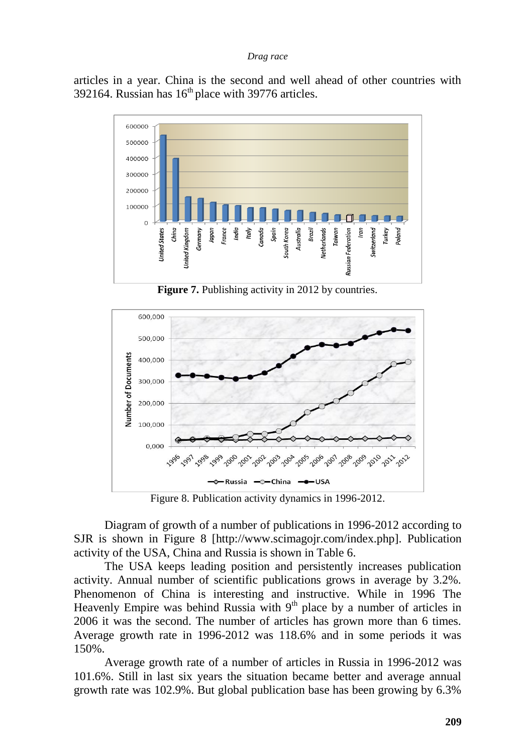articles in a year. China is the second and well ahead of other countries with 392164. Russian has 16th place with 39776 articles.

**Figure 7.** Publishing activity in 2012 by countries.

Figure 8. Publication activity dynamics in 1996-2012.

Diagram of growth of a number of publications in 1996-2012 according to SJR is shown in Figure 8 [http://www.scimagojr.com/index.php]. Publication activity of the USA, China and Russia is shown in Table 6.

The USA keeps leading position and persistently increases publication activity. Annual number of scientific publications grows in average by 3.2%. Phenomenon of China is interesting and instructive. While in 1996 The Heavenly Empire was behind Russia with 9th place by a number of articles in 2006 it was the second. The number of articles has grown more than 6 times. Average growth rate in 1996-2012 was 118.6% and in some periods it was 150%.

Average growth rate of a number of articles in Russia in 1996-2012 was 101.6%. Still in last six years the situation became better and average annual growth rate was 102.9%. But global publication base has been growing by 6.3%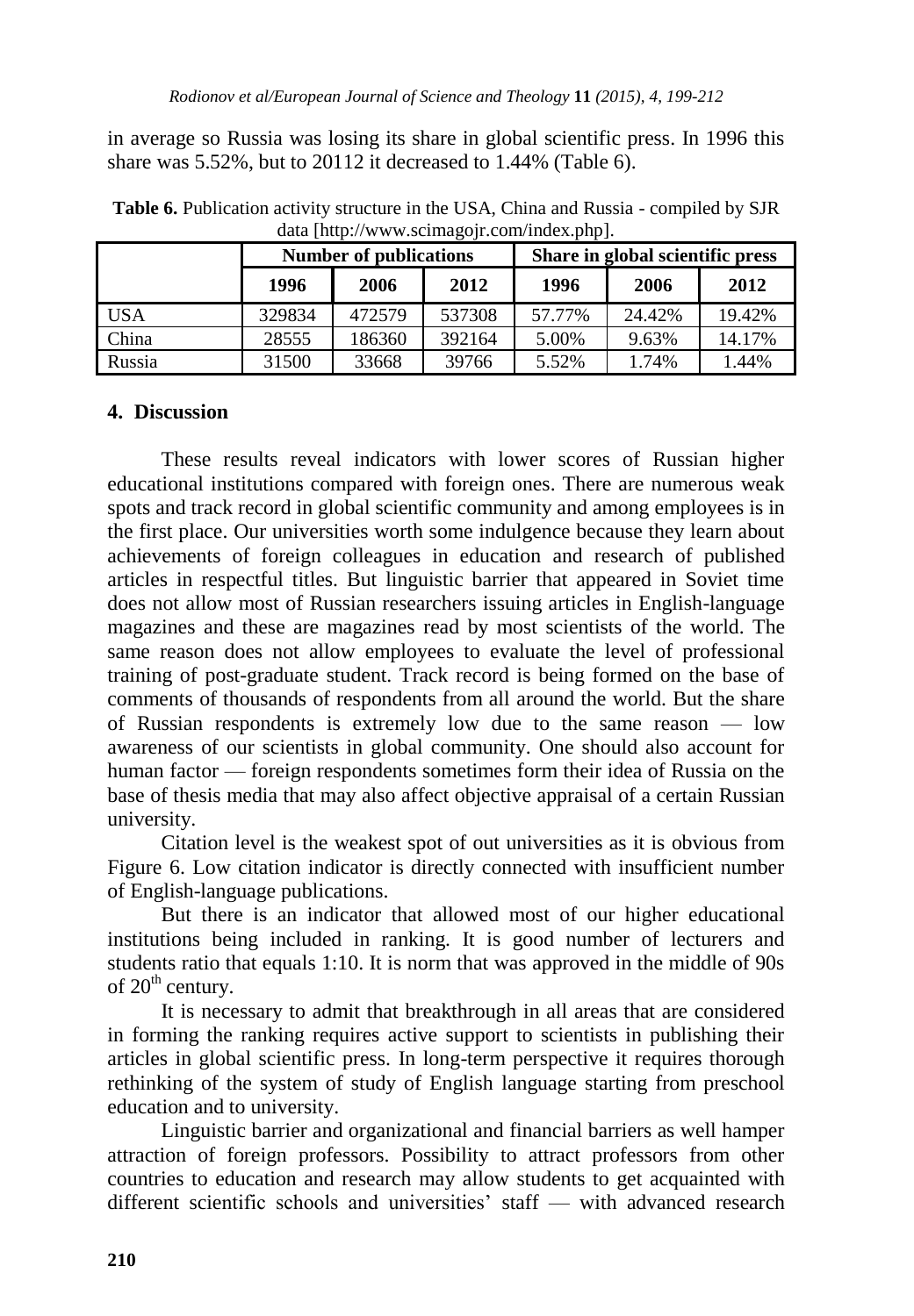in average so Russia was losing its share in global scientific press. In 1996 this share was 5.52%, but to 20112 it decreased to 1.44% (Table 6).

**Table 6.** Publication activity structure in the USA, China and Russia - compiled by SJR data [http://www.scimagojr.com/index.php].

| | Number of publications | | | Share in global scientific press | | |
|---|---|---|---|---|---|---|
| | 1996 | 2006 | 2012 | 1996 | 2006 | 2012 |
| USA | 329834 | 472579 | 537308 | 57.77% | 24.42% | 19.42% |
| China | 28555 | 186360 | 392164 | 5.00% | 9.63% | 14.17% |
| Russia | 31500 | 33668 | 39766 | 5.52% | 1.74% | 1.44% |

## 4. Discussion

These results reveal indicators with lower scores of Russian higher educational institutions compared with foreign ones. There are numerous weak spots and track record in global scientific community and among employees is in the first place. Our universities worth some indulgence because they learn about achievements of foreign colleagues in education and research of published articles in respectful titles. But linguistic barrier that appeared in Soviet time does not allow most of Russian researchers issuing articles in English-language magazines and these are magazines read by most scientists of the world. The same reason does not allow employees to evaluate the level of professional training of post-graduate student. Track record is being formed on the base of comments of thousands of respondents from all around the world. But the share of Russian respondents is extremely low due to the same reason — low awareness of our scientists in global community. One should also account for human factor — foreign respondents sometimes form their idea of Russia on the base of thesis media that may also affect objective appraisal of a certain Russian university.

Citation level is the weakest spot of out universities as it is obvious from Figure 6. Low citation indicator is directly connected with insufficient number of English-language publications.

But there is an indicator that allowed most of our higher educational institutions being included in ranking. It is good number of lecturers and students ratio that equals 1:10. It is norm that was approved in the middle of 90s of 20th century.

It is necessary to admit that breakthrough in all areas that are considered in forming the ranking requires active support to scientists in publishing their articles in global scientific press. In long-term perspective it requires thorough rethinking of the system of study of English language starting from preschool education and to university.

Linguistic barrier and organizational and financial barriers as well hamper attraction of foreign professors. Possibility to attract professors from other countries to education and research may allow students to get acquainted with different scientific schools and universities' staff — with advanced research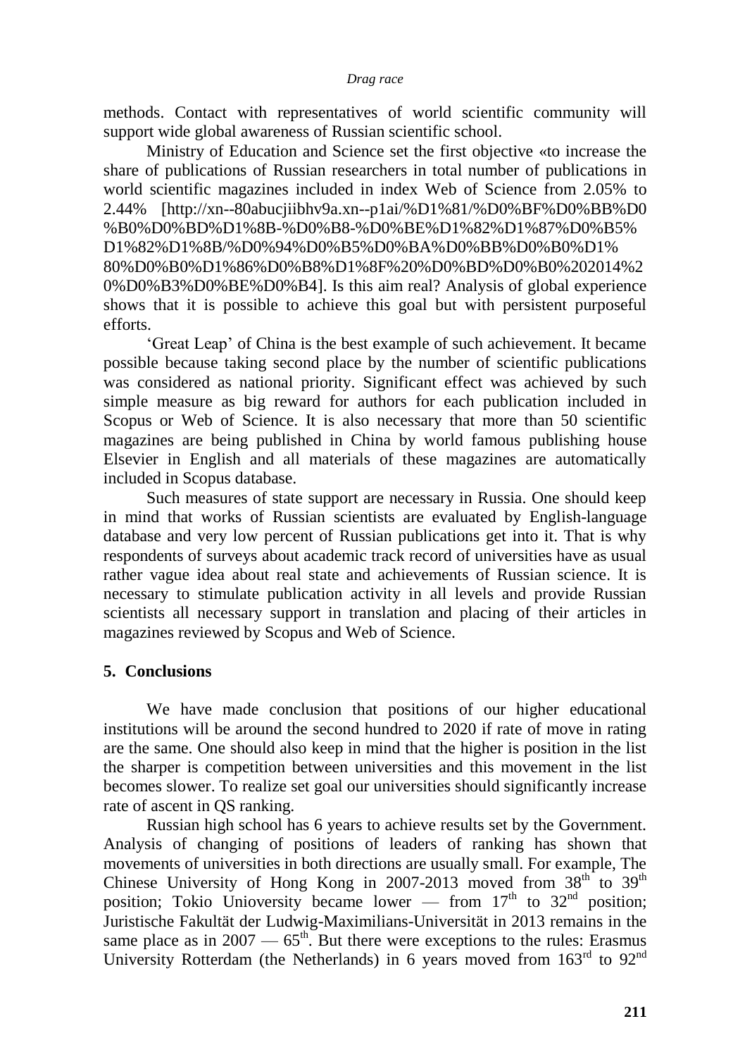methods. Contact with representatives of world scientific community will support wide global awareness of Russian scientific school.

Ministry of Education and Science set the first objective «to increase the share of publications of Russian researchers in total number of publications in world scientific magazines included in index Web of Science from 2.05% to 2.44% [http://xn--80abucjiibhv9a.xn--p1ai/%D1%81/%D0%BF%D0%BB%D0%B0%D0%BD%D1%8B-%D0%B8-%D0%BE%D1%82%D1%87%D0%B5%D1%82%D1%8B/%D0%94%D0%B5%D0%BA%D0%BB%D0%B0%D1%80%D0%B0%D1%86%D0%B8%D1%8F%20%D0%BD%D0%B0%202014%20%D0%B3%D0%BE%D0%B4]. Is this aim real? Analysis of global experience shows that it is possible to achieve this goal but with persistent purposeful efforts.

'Great Leap' of China is the best example of such achievement. It became possible because taking second place by the number of scientific publications was considered as national priority. Significant effect was achieved by such simple measure as big reward for authors for each publication included in Scopus or Web of Science. It is also necessary that more than 50 scientific magazines are being published in China by world famous publishing house Elsevier in English and all materials of these magazines are automatically included in Scopus database.

Such measures of state support are necessary in Russia. One should keep in mind that works of Russian scientists are evaluated by English-language database and very low percent of Russian publications get into it. That is why respondents of surveys about academic track record of universities have as usual rather vague idea about real state and achievements of Russian science. It is necessary to stimulate publication activity in all levels and provide Russian scientists all necessary support in translation and placing of their articles in magazines reviewed by Scopus and Web of Science.

## 5. Conclusions

We have made conclusion that positions of our higher educational institutions will be around the second hundred to 2020 if rate of move in rating are the same. One should also keep in mind that the higher is position in the list the sharper is competition between universities and this movement in the list becomes slower. To realize set goal our universities should significantly increase rate of ascent in QS ranking.

Russian high school has 6 years to achieve results set by the Government. Analysis of changing of positions of leaders of ranking has shown that movements of universities in both directions are usually small. For example, The Chinese University of Hong Kong in 2007-2013 moved from 38th to 39th position; Tokio Unioversity became lower — from 17th to 32nd position; Juristische Fakultät der Ludwig-Maximilians-Universität in 2013 remains in the same place as in 2007 — 65th. But there were exceptions to the rules: Erasmus University Rotterdam (the Netherlands) in 6 years moved from 163rd to 92nd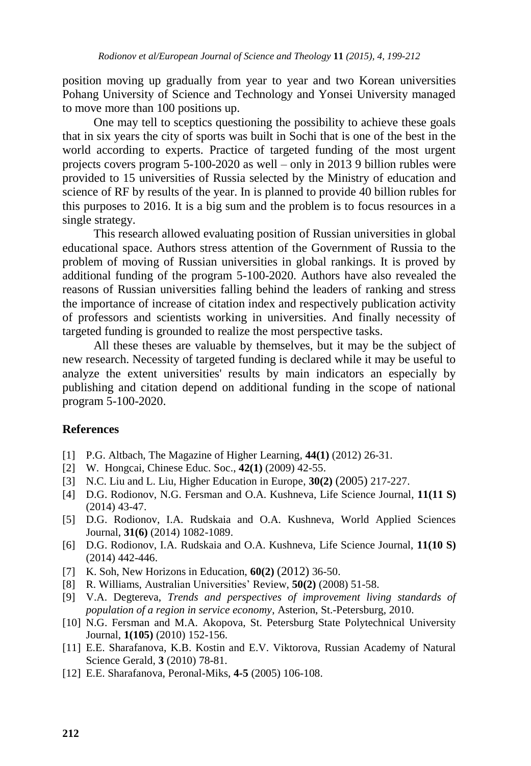position moving up gradually from year to year and two Korean universities Pohang University of Science and Technology and Yonsei University managed to move more than 100 positions up.

One may tell to sceptics questioning the possibility to achieve these goals that in six years the city of sports was built in Sochi that is one of the best in the world according to experts. Practice of targeted funding of the most urgent projects covers program 5-100-2020 as well – only in 2013 9 billion rubles were provided to 15 universities of Russia selected by the Ministry of education and science of RF by results of the year. In is planned to provide 40 billion rubles for this purposes to 2016. It is a big sum and the problem is to focus resources in a single strategy.

This research allowed evaluating position of Russian universities in global educational space. Authors stress attention of the Government of Russia to the problem of moving of Russian universities in global rankings. It is proved by additional funding of the program 5-100-2020. Authors have also revealed the reasons of Russian universities falling behind the leaders of ranking and stress the importance of increase of citation index and respectively publication activity of professors and scientists working in universities. And finally necessity of targeted funding is grounded to realize the most perspective tasks.

All these theses are valuable by themselves, but it may be the subject of new research. Necessity of targeted funding is declared while it may be useful to analyze the extent universities' results by main indicators an especially by publishing and citation depend on additional funding in the scope of national program 5-100-2020.

## References

[1] P.G. Altbach, The Magazine of Higher Learning, **44(1)** (2012) 26-31.

[2] W. Hongcai, Chinese Educ. Soc., **42(1)** (2009) 42-55.

[3] N.C. Liu and L. Liu, Higher Education in Europe, **30(2)** (2005) 217-227.

[4] D.G. Rodionov, N.G. Fersman and O.A. Kushneva, Life Science Journal, **11(11 S)** (2014) 43-47.

[5] D.G. Rodionov, I.A. Rudskaia and O.A. Kushneva, World Applied Sciences Journal, **31(6)** (2014) 1082-1089.

[6] D.G. Rodionov, I.A. Rudskaia and O.A. Kushneva, Life Science Journal, **11(10 S)** (2014) 442-446.

[7] K. Soh, New Horizons in Education, **60(2)** (2012) 36-50.

[8] R. Williams, Australian Universities' Review, **50(2)** (2008) 51-58.

[9] V.A. Degtereva, *Trends and perspectives of improvement living standards of population of a region in service economy*, Asterion, St.-Petersburg, 2010.

[10] N.G. Fersman and M.A. Akopova, St. Petersburg State Polytechnical University Journal, **1(105)** (2010) 152-156.

[11] E.E. Sharafanova, K.B. Kostin and E.V. Viktorova, Russian Academy of Natural Science Gerald, **3** (2010) 78-81.

[12] E.E. Sharafanova, Peronal-Miks, **4-5** (2005) 106-108.